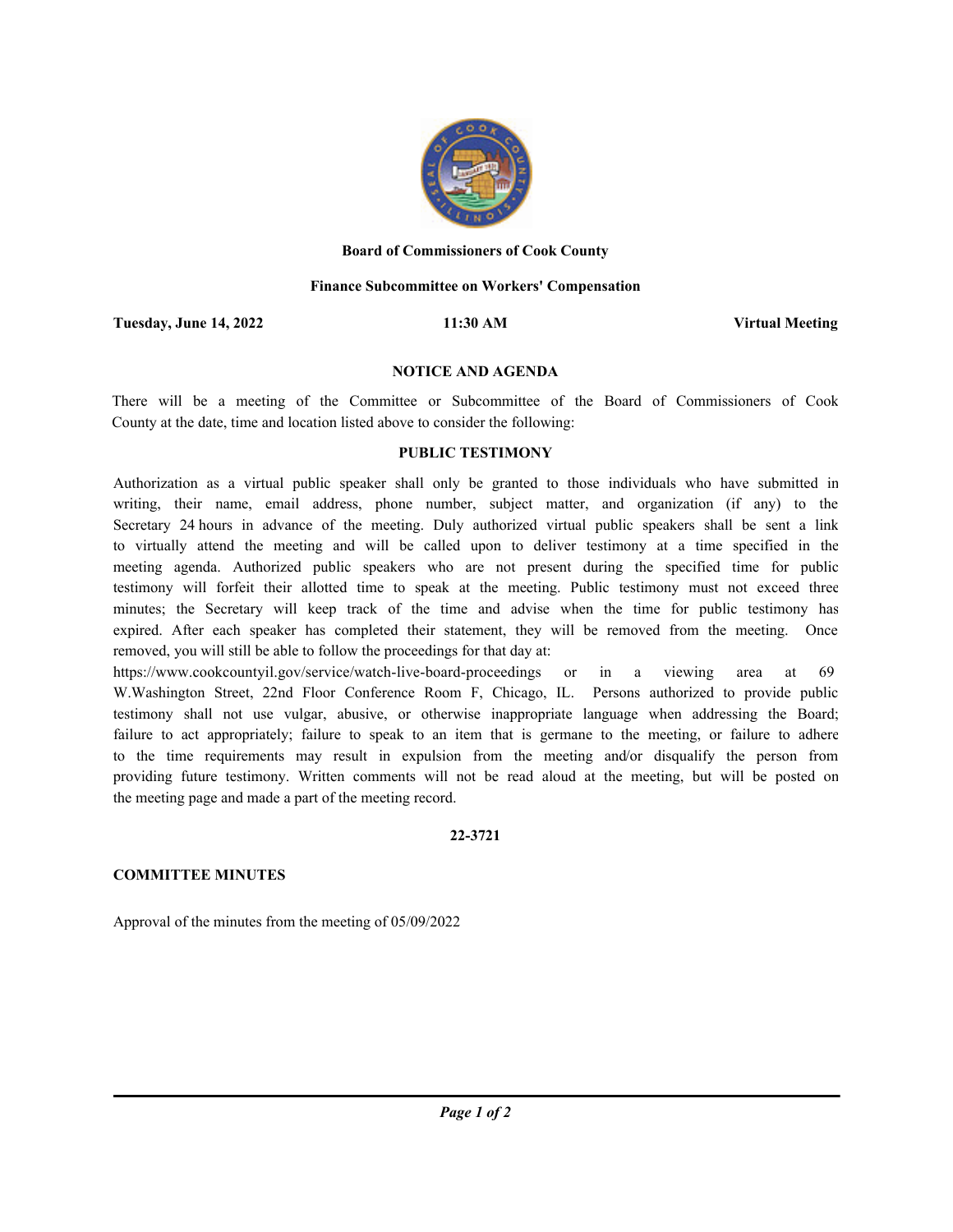**Board of Commissioners of Cook County**

**Finance Subcommittee on Workers' Compensation**

**Tuesday, June 14, 2022** | **11:30 AM** | **Virtual Meeting**

## NOTICE AND AGENDA

There will be a meeting of the Committee or Subcommittee of the Board of Commissioners of Cook County at the date, time and location listed above to consider the following:

### PUBLIC TESTIMONY

Authorization as a virtual public speaker shall only be granted to those individuals who have submitted in writing, their name, email address, phone number, subject matter, and organization (if any) to the Secretary 24 hours in advance of the meeting. Duly authorized virtual public speakers shall be sent a link to virtually attend the meeting and will be called upon to deliver testimony at a time specified in the meeting agenda. Authorized public speakers who are not present during the specified time for public testimony will forfeit their allotted time to speak at the meeting. Public testimony must not exceed three minutes; the Secretary will keep track of the time and advise when the time for public testimony has expired. After each speaker has completed their statement, they will be removed from the meeting. Once removed, you will still be able to follow the proceedings for that day at: https://www.cookcountyil.gov/service/watch-live-board-proceedings or in a viewing area at 69 W.Washington Street, 22nd Floor Conference Room F, Chicago, IL. Persons authorized to provide public testimony shall not use vulgar, abusive, or otherwise inappropriate language when addressing the Board; failure to act appropriately; failure to speak to an item that is germane to the meeting, or failure to adhere to the time requirements may result in expulsion from the meeting and/or disqualify the person from providing future testimony. Written comments will not be read aloud at the meeting, but will be posted on the meeting page and made a part of the meeting record.

**22-3721**

**COMMITTEE MINUTES**

Approval of the minutes from the meeting of 05/09/2022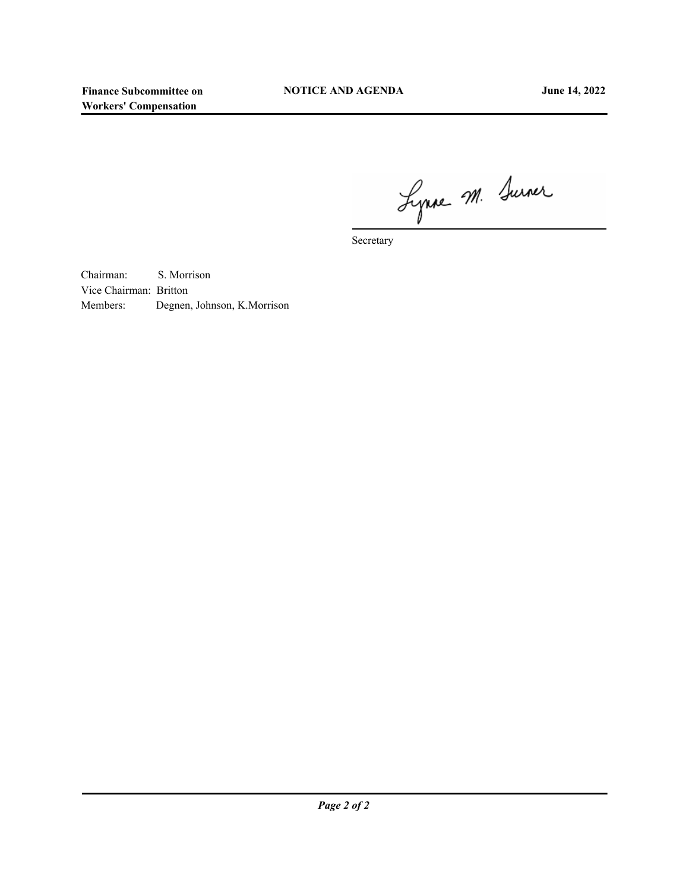Lynne M. Turner

Secretary

Chairman: S. Morrison
Vice Chairman: Britton
Members: Degnen, Johnson, K.Morrison